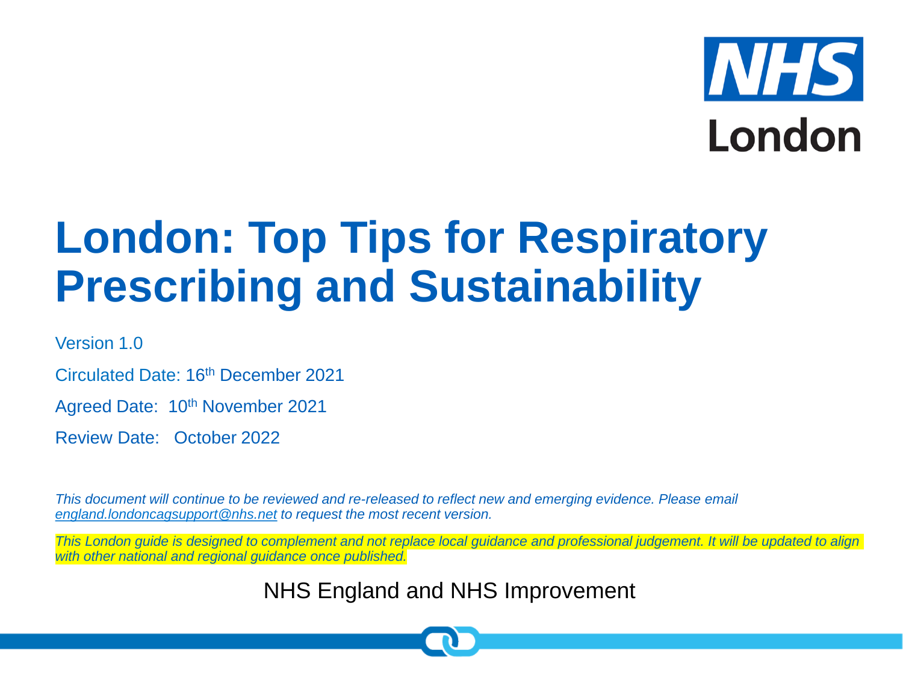NHS London

# London: Top Tips for Respiratory Prescribing and Sustainability

Version 1.0

Circulated Date: 16th December 2021

Agreed Date: 10th November 2021

Review Date: October 2022

*This document will continue to be reviewed and re-released to reflect new and emerging evidence. Please email england.londoncagsupport@nhs.net to request the most recent version.*

*This London guide is designed to complement and not replace local guidance and professional judgement. It will be updated to align with other national and regional guidance once published.*

NHS England and NHS Improvement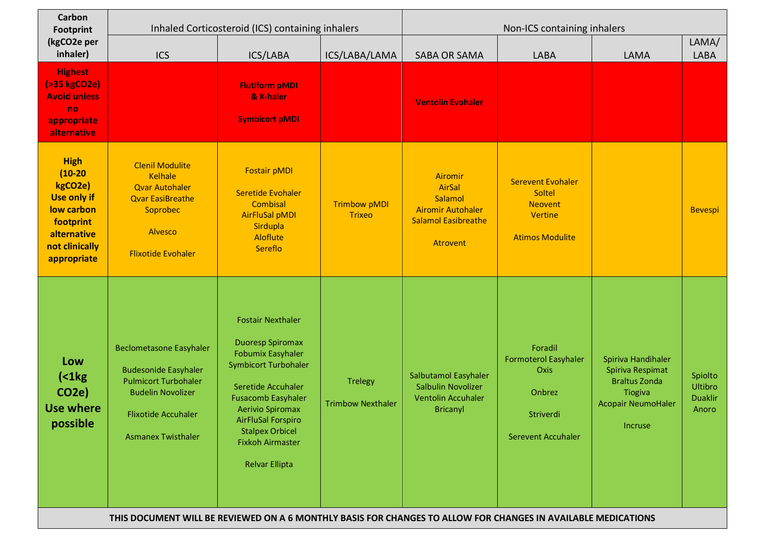| Carbon Footprint (kgCO2e per inhaler) | Inhaled Corticosteroid (ICS) containing inhalers | | | Non-ICS containing inhalers | | | |
|---|---|---|---|---|---|---|---|
| | ICS | ICS/LABA | ICS/LABA/LAMA | SABA OR SAMA | LABA | LAMA | LAMA/ LABA |
| **Highest (>35 kgCO2e) Avoid unless no appropriate alternative** | | **Flutiform pMDI & K-haler**<br><br>**Symbicort pMDI** | | **Ventolin Evohaler** | | | |
| **High (10-20 kgCO2e) Use only if low carbon footprint alternative not clinically appropriate** | Clenil Modulite<br>Kelhale<br>Qvar Autohaler<br>Qvar EasiBreathe<br>Soprobec<br><br>Alvesco<br><br>Flixotide Evohaler | Fostair pMDI<br><br>Seretide Evohaler<br>Combisal<br>AirFluSal pMDI<br>Sirdupla<br>Aloflute<br>Sereflo | Trimbow pMDI<br>Trixeo | Airomir<br>AirSal<br>Salamol<br>Airomir Autohaler<br>Salamol Easibreathe<br><br>Atrovent | Serevent Evohaler<br>Soltel<br>Neovent<br>Vertine<br><br>Atimos Modulite | | Bevespi |
| **Low (<1kg CO2e) Use where possible** | Beclometasone Easyhaler<br><br>Budesonide Easyhaler<br>Pulmicort Turbohaler<br>Budelin Novolizer<br><br>Flixotide Accuhaler<br><br>Asmanex Twisthaler | Fostair Nexthaler<br><br>Duoresp Spiromax<br>Fobumix Easyhaler<br>Symbicort Turbohaler<br><br>Seretide Accuhaler<br>Fusacomb Easyhaler<br>Aerivio Spiromax<br>AirFluSal Forspiro<br>Stalpex Orbicel<br>Fixkoh Airmaster<br><br>Relvar Ellipta | Trelegy<br><br>Trimbow Nexthaler | Salbutamol Easyhaler<br>Salbulin Novolizer<br>Ventolin Accuhaler<br>Bricanyl | Foradil<br>Formoterol Easyhaler<br>Oxis<br><br>Onbrez<br><br>Striverdi<br><br>Serevent Accuhaler | Spiriva Handihaler<br>Spiriva Respimat<br>Braltus Zonda<br>Tiogiva<br>Acopair NeumoHaler<br><br>Incruse | Spiolto<br>Ultibro<br>Duaklir<br>Anoro |

**THIS DOCUMENT WILL BE REVIEWED ON A 6 MONTHLY BASIS FOR CHANGES TO ALLOW FOR CHANGES IN AVAILABLE MEDICATIONS**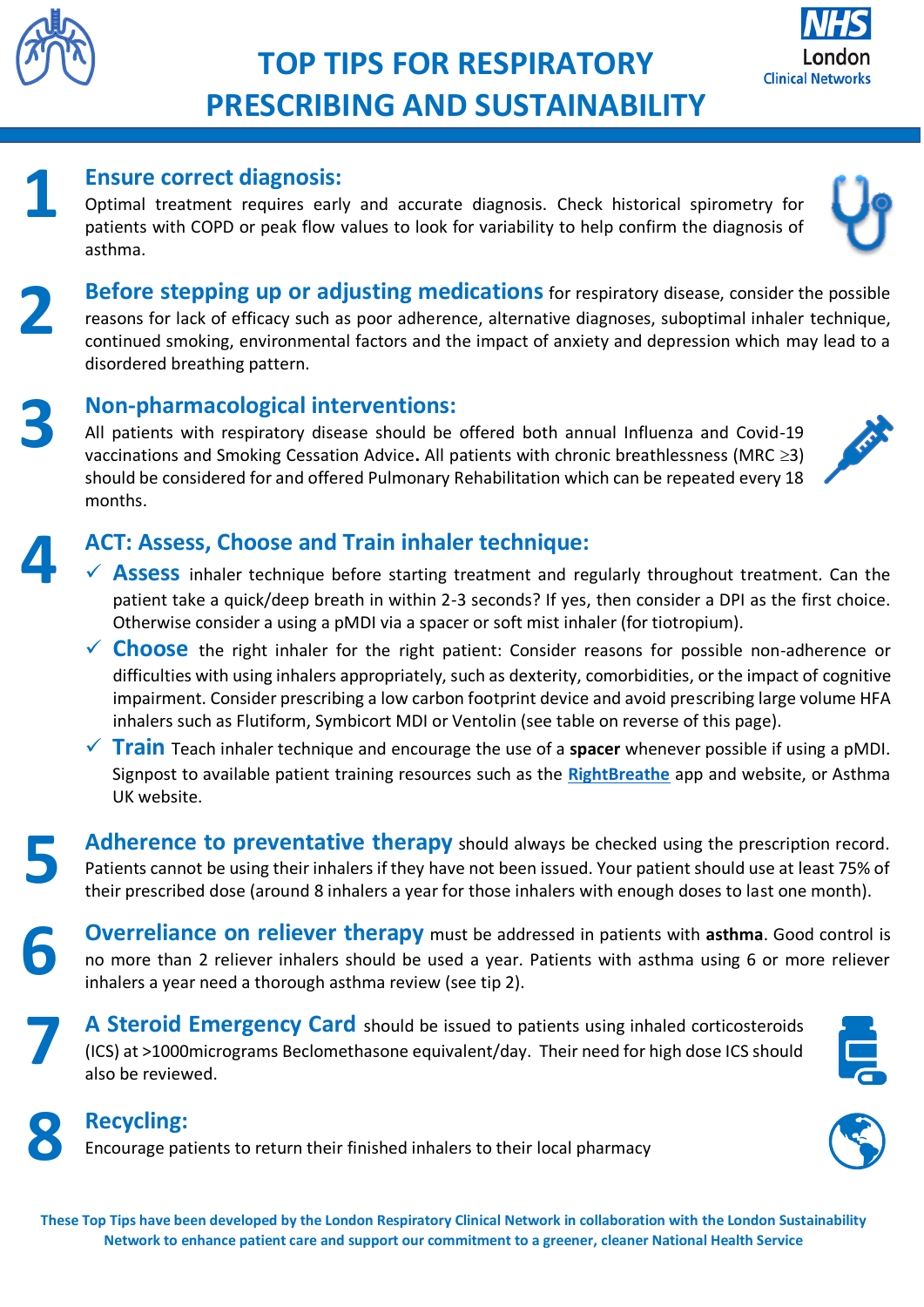# TOP TIPS FOR RESPIRATORY PRESCRIBING AND SUSTAINABILITY

NHS London Clinical Networks

## 1 Ensure correct diagnosis:

Optimal treatment requires early and accurate diagnosis. Check historical spirometry for patients with COPD or peak flow values to look for variability to help confirm the diagnosis of asthma.

## 2 Before stepping up or adjusting medications

for respiratory disease, consider the possible reasons for lack of efficacy such as poor adherence, alternative diagnoses, suboptimal inhaler technique, continued smoking, environmental factors and the impact of anxiety and depression which may lead to a disordered breathing pattern.

## 3 Non-pharmacological interventions:

All patients with respiratory disease should be offered both annual Influenza and Covid-19 vaccinations and Smoking Cessation Advice**.** All patients with chronic breathlessness (MRC ≥3) should be considered for and offered Pulmonary Rehabilitation which can be repeated every 18 months.

## 4 ACT: Assess, Choose and Train inhaler technique:

- ✓ **Assess** inhaler technique before starting treatment and regularly throughout treatment. Can the patient take a quick/deep breath in within 2-3 seconds? If yes, then consider a DPI as the first choice. Otherwise consider a using a pMDI via a spacer or soft mist inhaler (for tiotropium).
- ✓ **Choose** the right inhaler for the right patient: Consider reasons for possible non-adherence or difficulties with using inhalers appropriately, such as dexterity, comorbidities, or the impact of cognitive impairment. Consider prescribing a low carbon footprint device and avoid prescribing large volume HFA inhalers such as Flutiform, Symbicort MDI or Ventolin (see table on reverse of this page).
- ✓ **Train** Teach inhaler technique and encourage the use of a **spacer** whenever possible if using a pMDI. Signpost to available patient training resources such as the **RightBreathe** app and website, or Asthma UK website.

## 5 Adherence to preventative therapy

should always be checked using the prescription record. Patients cannot be using their inhalers if they have not been issued. Your patient should use at least 75% of their prescribed dose (around 8 inhalers a year for those inhalers with enough doses to last one month).

## 6 Overreliance on reliever therapy

must be addressed in patients with **asthma**. Good control is no more than 2 reliever inhalers should be used a year. Patients with asthma using 6 or more reliever inhalers a year need a thorough asthma review (see tip 2).

## 7 A Steroid Emergency Card

should be issued to patients using inhaled corticosteroids (ICS) at >1000micrograms Beclomethasone equivalent/day. Their need for high dose ICS should also be reviewed.

## 8 Recycling:

Encourage patients to return their finished inhalers to their local pharmacy

**These Top Tips have been developed by the London Respiratory Clinical Network in collaboration with the London Sustainability Network to enhance patient care and support our commitment to a greener, cleaner National Health Service**